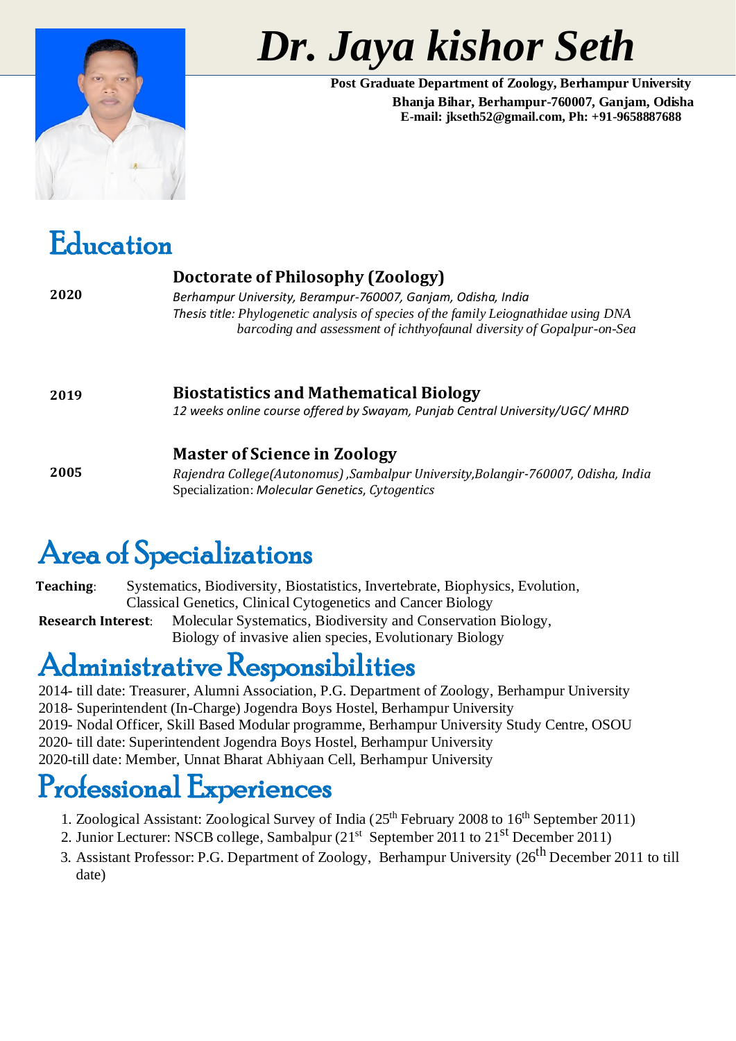# Dr. Jaya kishor Seth

**Post Graduate Department of Zoology, Berhampur University**
**Bhanja Bihar, Berhampur-760007, Ganjam, Odisha**
**E-mail: jkseth52@gmail.com, Ph: +91-9658887688**

## Education

**2020** — **Doctorate of Philosophy (Zoology)**
*Berhampur University, Berampur-760007, Ganjam, Odisha, India*
*Thesis title: Phylogenetic analysis of species of the family Leiognathidae using DNA barcoding and assessment of ichthyofaunal diversity of Gopalpur-on-Sea*

**2019** — **Biostatistics and Mathematical Biology**
*12 weeks online course offered by Swayam, Punjab Central University/UGC/ MHRD*

**2005** — **Master of Science in Zoology**
*Rajendra College(Autonomus) ,Sambalpur University,Bolangir-760007, Odisha, India*
Specialization: *Molecular Genetics, Cytogentics*

## Area of Specializations

**Teaching**: Systematics, Biodiversity, Biostatistics, Invertebrate, Biophysics, Evolution, Classical Genetics, Clinical Cytogenetics and Cancer Biology

**Research Interest**: Molecular Systematics, Biodiversity and Conservation Biology, Biology of invasive alien species, Evolutionary Biology

## Administrative Responsibilities

2014- till date: Treasurer, Alumni Association, P.G. Department of Zoology, Berhampur University
2018- Superintendent (In-Charge) Jogendra Boys Hostel, Berhampur University
2019- Nodal Officer, Skill Based Modular programme, Berhampur University Study Centre, OSOU
2020- till date: Superintendent Jogendra Boys Hostel, Berhampur University
2020-till date: Member, Unnat Bharat Abhiyaan Cell, Berhampur University

## Professional Experiences

1. Zoological Assistant: Zoological Survey of India (25th February 2008 to 16th September 2011)
2. Junior Lecturer: NSCB college, Sambalpur (21st September 2011 to 21st December 2011)
3. Assistant Professor: P.G. Department of Zoology, Berhampur University (26th December 2011 to till date)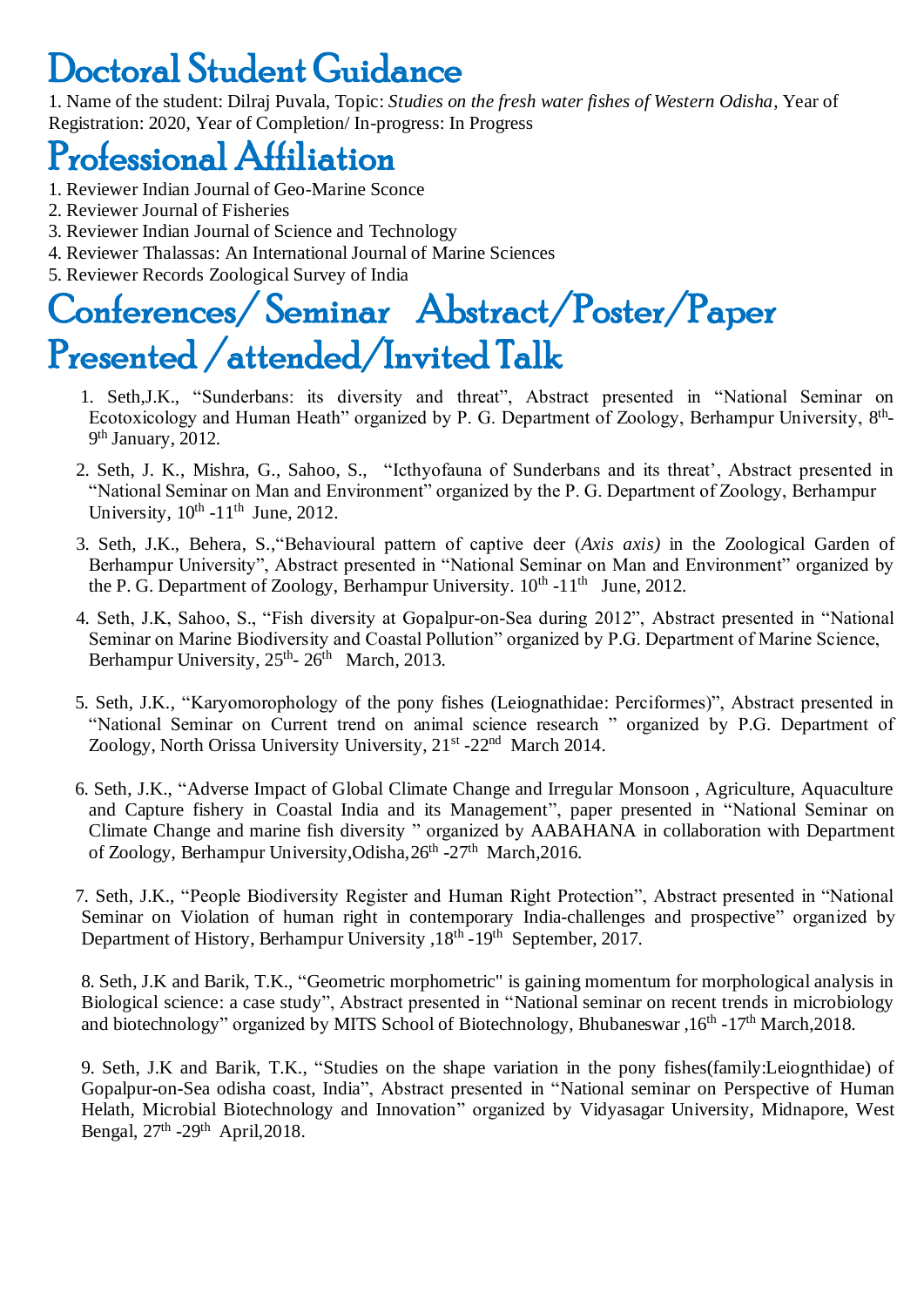# Doctoral Student Guidance

1. Name of the student: Dilraj Puvala, Topic: *Studies on the fresh water fishes of Western Odisha*, Year of Registration: 2020, Year of Completion/ In-progress: In Progress

# Professional Affiliation

1. Reviewer Indian Journal of Geo-Marine Sconce
2. Reviewer Journal of Fisheries
3. Reviewer Indian Journal of Science and Technology
4. Reviewer Thalassas: An International Journal of Marine Sciences
5. Reviewer Records Zoological Survey of India

# Conferences/ Seminar Abstract/Poster/Paper Presented /attended/Invited Talk

1. Seth,J.K., "Sunderbans: its diversity and threat", Abstract presented in "National Seminar on Ecotoxicology and Human Heath" organized by P. G. Department of Zoology, Berhampur University, 8th-9th January, 2012.

2. Seth, J. K., Mishra, G., Sahoo, S., "Icthyofauna of Sunderbans and its threat', Abstract presented in "National Seminar on Man and Environment" organized by the P. G. Department of Zoology, Berhampur University, 10th -11th June, 2012.

3. Seth, J.K., Behera, S.,"Behavioural pattern of captive deer (*Axis axis)* in the Zoological Garden of Berhampur University", Abstract presented in "National Seminar on Man and Environment" organized by the P. G. Department of Zoology, Berhampur University. 10th -11th June, 2012.

4. Seth, J.K, Sahoo, S., "Fish diversity at Gopalpur-on-Sea during 2012", Abstract presented in "National Seminar on Marine Biodiversity and Coastal Pollution" organized by P.G. Department of Marine Science, Berhampur University, 25th- 26th March, 2013.

5. Seth, J.K., "Karyomorophology of the pony fishes (Leiognathidae: Perciformes)", Abstract presented in "National Seminar on Current trend on animal science research " organized by P.G. Department of Zoology, North Orissa University University, 21st -22nd March 2014.

6. Seth, J.K., "Adverse Impact of Global Climate Change and Irregular Monsoon , Agriculture, Aquaculture and Capture fishery in Coastal India and its Management", paper presented in "National Seminar on Climate Change and marine fish diversity " organized by AABAHANA in collaboration with Department of Zoology, Berhampur University,Odisha,26th -27th March,2016.

7. Seth, J.K., "People Biodiversity Register and Human Right Protection", Abstract presented in "National Seminar on Violation of human right in contemporary India-challenges and prospective" organized by Department of History, Berhampur University ,18th -19th September, 2017.

8. Seth, J.K and Barik, T.K., "Geometric morphometric" is gaining momentum for morphological analysis in Biological science: a case study", Abstract presented in "National seminar on recent trends in microbiology and biotechnology" organized by MITS School of Biotechnology, Bhubaneswar ,16th -17th March,2018.

9. Seth, J.K and Barik, T.K., "Studies on the shape variation in the pony fishes(family:Leiognthidae) of Gopalpur-on-Sea odisha coast, India", Abstract presented in "National seminar on Perspective of Human Helath, Microbial Biotechnology and Innovation" organized by Vidyasagar University, Midnapore, West Bengal, 27th -29th April,2018.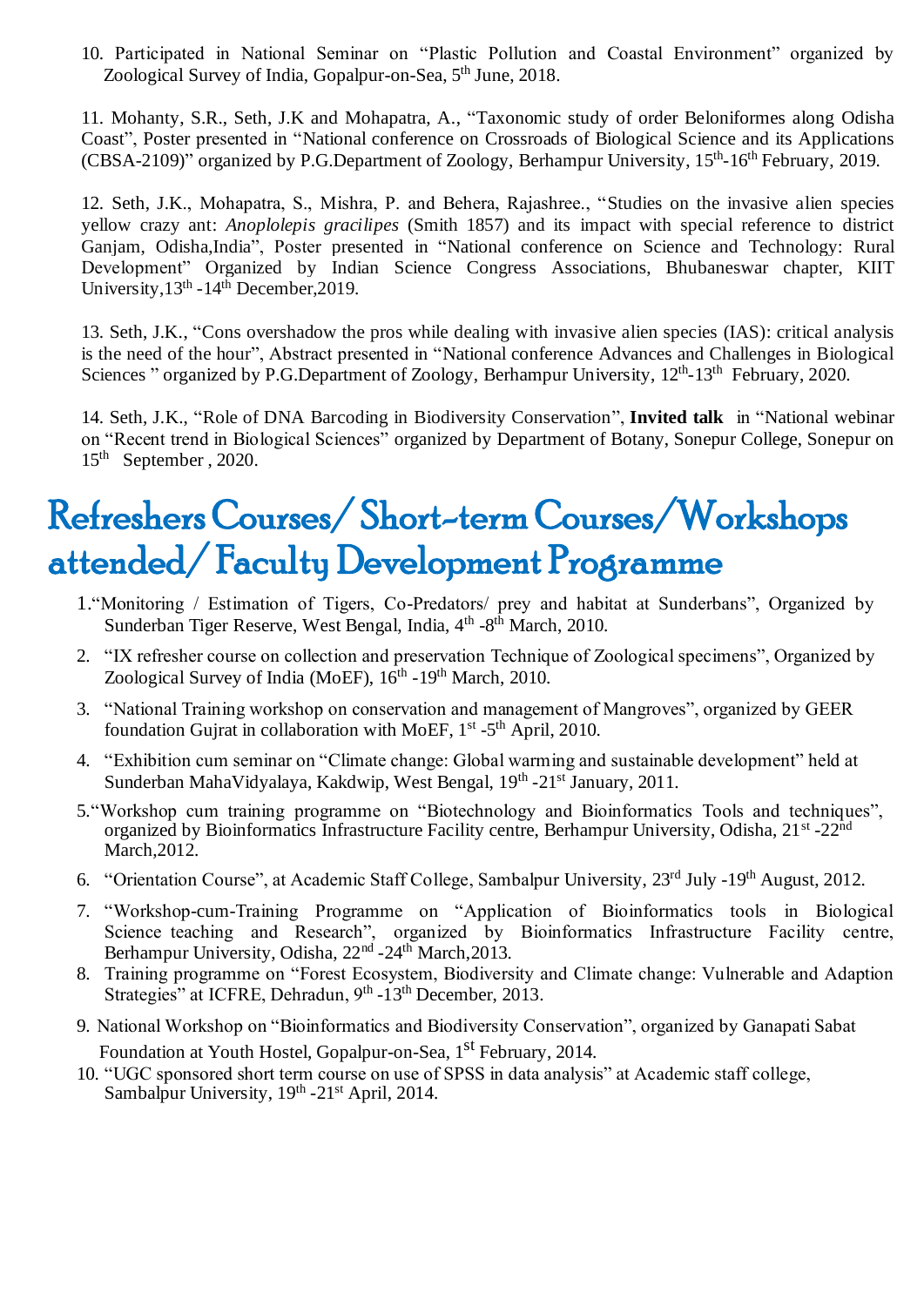10. Participated in National Seminar on "Plastic Pollution and Coastal Environment" organized by Zoological Survey of India, Gopalpur-on-Sea, 5th June, 2018.

11. Mohanty, S.R., Seth, J.K and Mohapatra, A., "Taxonomic study of order Beloniformes along Odisha Coast", Poster presented in "National conference on Crossroads of Biological Science and its Applications (CBSA-2109)" organized by P.G.Department of Zoology, Berhampur University, 15th-16th February, 2019.

12. Seth, J.K., Mohapatra, S., Mishra, P. and Behera, Rajashree., "Studies on the invasive alien species yellow crazy ant: *Anoplolepis gracilipes* (Smith 1857) and its impact with special reference to district Ganjam, Odisha,India", Poster presented in "National conference on Science and Technology: Rural Development" Organized by Indian Science Congress Associations, Bhubaneswar chapter, KIIT University,13th -14th December,2019.

13. Seth, J.K., "Cons overshadow the pros while dealing with invasive alien species (IAS): critical analysis is the need of the hour", Abstract presented in "National conference Advances and Challenges in Biological Sciences " organized by P.G.Department of Zoology, Berhampur University, 12th-13th February, 2020.

14. Seth, J.K., "Role of DNA Barcoding in Biodiversity Conservation", **Invited talk** in "National webinar on "Recent trend in Biological Sciences" organized by Department of Botany, Sonepur College, Sonepur on 15th September , 2020.

# Refreshers Courses/ Short-term Courses/Workshops attended/ Faculty Development Programme

1. "Monitoring / Estimation of Tigers, Co-Predators/ prey and habitat at Sunderbans", Organized by Sunderban Tiger Reserve, West Bengal, India, 4th -8th March, 2010.
2. "IX refresher course on collection and preservation Technique of Zoological specimens", Organized by Zoological Survey of India (MoEF), 16th -19th March, 2010.
3. "National Training workshop on conservation and management of Mangroves", organized by GEER foundation Gujrat in collaboration with MoEF, 1st -5th April, 2010.
4. "Exhibition cum seminar on "Climate change: Global warming and sustainable development" held at Sunderban MahaVidyalaya, Kakdwip, West Bengal, 19th -21st January, 2011.
5. "Workshop cum training programme on "Biotechnology and Bioinformatics Tools and techniques", organized by Bioinformatics Infrastructure Facility centre, Berhampur University, Odisha, 21st -22nd March,2012.
6. "Orientation Course", at Academic Staff College, Sambalpur University, 23rd July -19th August, 2012.
7. "Workshop-cum-Training Programme on "Application of Bioinformatics tools in Biological Science teaching and Research", organized by Bioinformatics Infrastructure Facility centre, Berhampur University, Odisha, 22nd -24th March,2013.
8. Training programme on "Forest Ecosystem, Biodiversity and Climate change: Vulnerable and Adaption Strategies" at ICFRE, Dehradun, 9th -13th December, 2013.
9. National Workshop on "Bioinformatics and Biodiversity Conservation", organized by Ganapati Sabat Foundation at Youth Hostel, Gopalpur-on-Sea, 1st February, 2014.
10. "UGC sponsored short term course on use of SPSS in data analysis" at Academic staff college, Sambalpur University, 19th -21st April, 2014.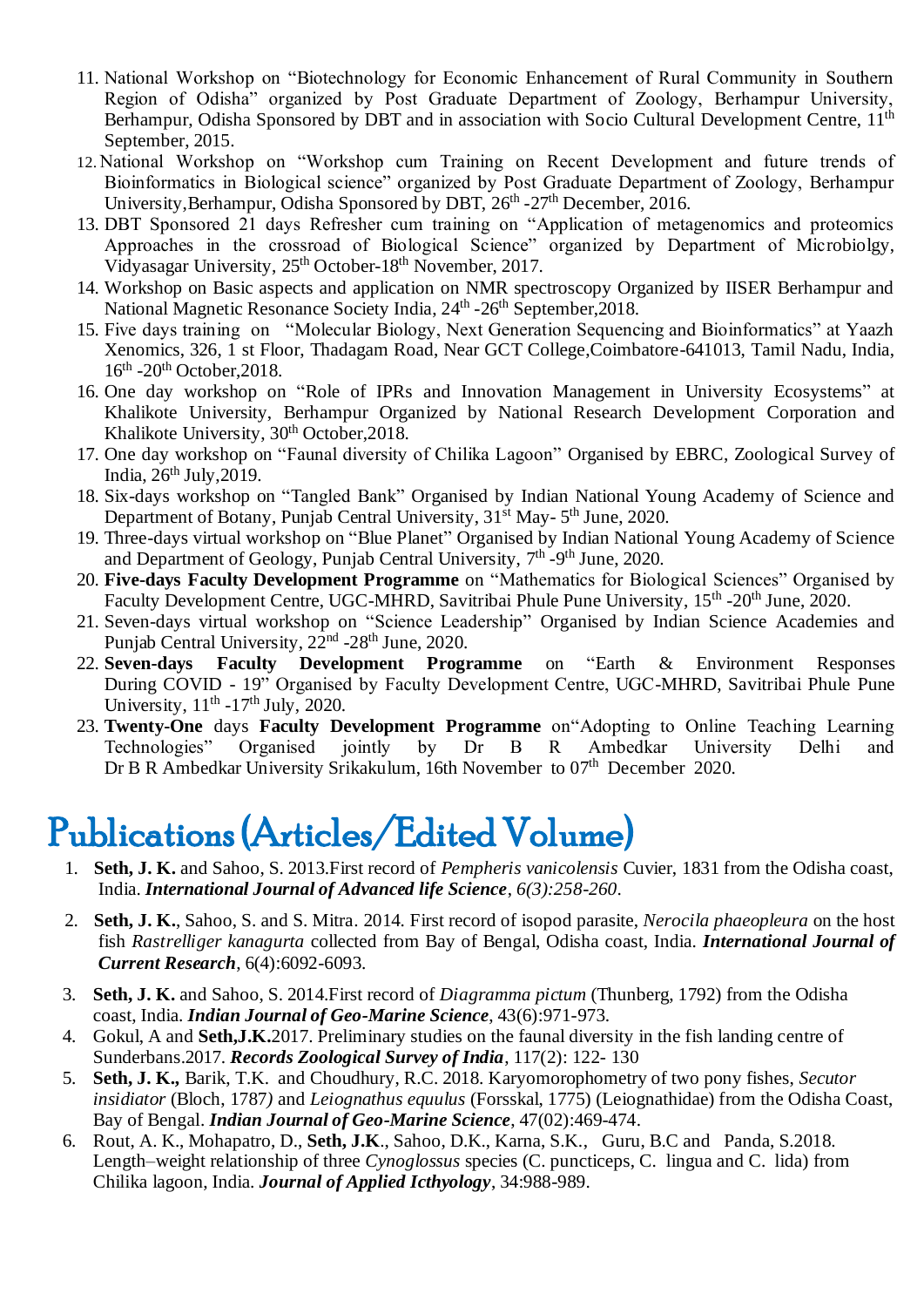11. National Workshop on "Biotechnology for Economic Enhancement of Rural Community in Southern Region of Odisha" organized by Post Graduate Department of Zoology, Berhampur University, Berhampur, Odisha Sponsored by DBT and in association with Socio Cultural Development Centre, 11th September, 2015.
12. National Workshop on "Workshop cum Training on Recent Development and future trends of Bioinformatics in Biological science" organized by Post Graduate Department of Zoology, Berhampur University,Berhampur, Odisha Sponsored by DBT, 26th -27th December, 2016.
13. DBT Sponsored 21 days Refresher cum training on "Application of metagenomics and proteomics Approaches in the crossroad of Biological Science" organized by Department of Microbiolgy, Vidyasagar University, 25th October-18th November, 2017.
14. Workshop on Basic aspects and application on NMR spectroscopy Organized by IISER Berhampur and National Magnetic Resonance Society India, 24th -26th September,2018.
15. Five days training on "Molecular Biology, Next Generation Sequencing and Bioinformatics" at Yaazh Xenomics, 326, 1 st Floor, Thadagam Road, Near GCT College,Coimbatore-641013, Tamil Nadu, India, 16th -20th October,2018.
16. One day workshop on "Role of IPRs and Innovation Management in University Ecosystems" at Khalikote University, Berhampur Organized by National Research Development Corporation and Khalikote University, 30th October,2018.
17. One day workshop on "Faunal diversity of Chilika Lagoon" Organised by EBRC, Zoological Survey of India, 26th July,2019.
18. Six-days workshop on "Tangled Bank" Organised by Indian National Young Academy of Science and Department of Botany, Punjab Central University, 31st May- 5th June, 2020.
19. Three-days virtual workshop on "Blue Planet" Organised by Indian National Young Academy of Science and Department of Geology, Punjab Central University, 7th -9th June, 2020.
20. **Five-days Faculty Development Programme** on "Mathematics for Biological Sciences" Organised by Faculty Development Centre, UGC-MHRD, Savitribai Phule Pune University, 15th -20th June, 2020.
21. Seven-days virtual workshop on "Science Leadership" Organised by Indian Science Academies and Punjab Central University, 22nd -28th June, 2020.
22. **Seven-days Faculty Development Programme** on "Earth & Environment Responses During COVID - 19" Organised by Faculty Development Centre, UGC-MHRD, Savitribai Phule Pune University, 11th -17th July, 2020.
23. **Twenty-One** days **Faculty Development Programme** on"Adopting to Online Teaching Learning Technologies" Organised jointly by Dr B R Ambedkar University Delhi and Dr B R Ambedkar University Srikakulum, 16th November to 07th December 2020.

# Publications (Articles/Edited Volume)

1. **Seth, J. K.** and Sahoo, S. 2013.First record of *Pempheris vanicolensis* Cuvier, 1831 from the Odisha coast, India. ***International Journal of Advanced life Science***, *6(3):258-260*.
2. **Seth, J. K.**, Sahoo, S. and S. Mitra. 2014. First record of isopod parasite, *Nerocila phaeopleura* on the host fish *Rastrelliger kanagurta* collected from Bay of Bengal, Odisha coast, India. ***International Journal of Current Research***, 6(4):6092-6093.
3. **Seth, J. K.** and Sahoo, S. 2014.First record of *Diagramma pictum* (Thunberg, 1792) from the Odisha coast, India. ***Indian Journal of Geo-Marine Science***, 43(6):971-973.
4. Gokul, A and **Seth,J.K.**2017. Preliminary studies on the faunal diversity in the fish landing centre of Sunderbans.2017. ***Records Zoological Survey of India***, 117(2): 122- 130
5. **Seth, J. K.,** Barik, T.K. and Choudhury, R.C. 2018. Karyomorophometry of two pony fishes, *Secutor insidiator* (Bloch, 1787*)* and *Leiognathus equulus* (Forsskal, 1775) (Leiognathidae) from the Odisha Coast, Bay of Bengal. ***Indian Journal of Geo-Marine Science***, 47(02):469-474.
6. Rout, A. K., Mohapatro, D., **Seth, J.K**., Sahoo, D.K., Karna, S.K., Guru, B.C and Panda, S.2018. Length–weight relationship of three *Cynoglossus* species (C. puncticeps, C. lingua and C. lida) from Chilika lagoon, India. ***Journal of Applied Icthyology***, 34:988-989.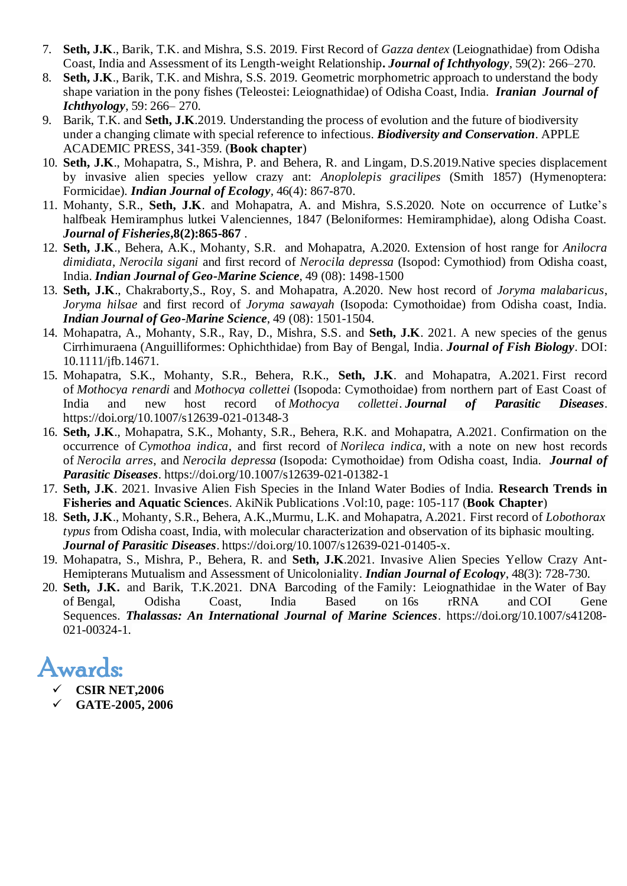7. **Seth, J.K**., Barik, T.K. and Mishra, S.S. 2019. First Record of *Gazza dentex* (Leiognathidae) from Odisha Coast, India and Assessment of its Length-weight Relationship**.** ***Journal of Ichthyology***, 59(2): 266–270.
8. **Seth, J.K**., Barik, T.K. and Mishra, S.S. 2019. Geometric morphometric approach to understand the body shape variation in the pony fishes (Teleostei: Leiognathidae) of Odisha Coast, India. ***Iranian Journal of Ichthyology***, 59: 266– 270.
9. Barik, T.K. and **Seth, J.K**.2019. Understanding the process of evolution and the future of biodiversity under a changing climate with special reference to infectious. ***Biodiversity and Conservation***. APPLE ACADEMIC PRESS, 341-359. (**Book chapter**)
10. **Seth, J.K**., Mohapatra, S., Mishra, P. and Behera, R. and Lingam, D.S.2019.Native species displacement by invasive alien species yellow crazy ant: *Anoplolepis gracilipes* (Smith 1857) (Hymenoptera: Formicidae). ***Indian Journal of Ecology***, 46(4): 867-870.
11. Mohanty, S.R., **Seth, J.K**. and Mohapatra, A. and Mishra, S.S.2020. Note on occurrence of Lutke's halfbeak Hemiramphus lutkei Valenciennes, 1847 (Beloniformes: Hemiramphidae), along Odisha Coast. ***Journal of Fisheries*****,8(2):865-867** .
12. **Seth, J.K**., Behera, A.K., Mohanty, S.R. and Mohapatra, A.2020. Extension of host range for *Anilocra dimidiata*, *Nerocila sigani* and first record of *Nerocila depressa* (Isopod: Cymothiod) from Odisha coast, India. ***Indian Journal of Geo-Marine Science***, 49 (08): 1498-1500
13. **Seth, J.K**., Chakraborty,S., Roy, S. and Mohapatra, A.2020. New host record of *Joryma malabaricus*, *Joryma hilsae* and first record of *Joryma sawayah* (Isopoda: Cymothoidae) from Odisha coast, India. ***Indian Journal of Geo-Marine Science***, 49 (08): 1501-1504.
14. Mohapatra, A., Mohanty, S.R., Ray, D., Mishra, S.S. and **Seth, J.K**. 2021. A new species of the genus Cirrhimuraena (Anguilliformes: Ophichthidae) from Bay of Bengal, India. ***Journal of Fish Biology***. DOI: 10.1111/jfb.14671.
15. Mohapatra, S.K., Mohanty, S.R., Behera, R.K., **Seth, J.K**. and Mohapatra, A.2021. First record of *Mothocya renardi* and *Mothocya collettei* (Isopoda: Cymothoidae) from northern part of East Coast of India and new host record of *Mothocya collettei*. ***Journal of Parasitic Diseases***. https://doi.org/10.1007/s12639-021-01348-3
16. **Seth, J.K**., Mohapatra, S.K., Mohanty, S.R., Behera, R.K. and Mohapatra, A.2021. Confirmation on the occurrence of *Cymothoa indica*, and first record of *Norileca indica*, with a note on new host records of *Nerocila arres*, and *Nerocila depressa* (Isopoda: Cymothoidae) from Odisha coast, India. ***Journal of Parasitic Diseases***. https://doi.org/10.1007/s12639-021-01382-1
17. **Seth, J.K**. 2021. Invasive Alien Fish Species in the Inland Water Bodies of India. **Research Trends in Fisheries and Aquatic Science**s. AkiNik Publications .Vol:10, page: 105-117 (**Book Chapter**)
18. **Seth, J.K**., Mohanty, S.R., Behera, A.K.,Murmu, L.K. and Mohapatra, A.2021. First record of *Lobothorax typus* from Odisha coast, India, with molecular characterization and observation of its biphasic moulting. ***Journal of Parasitic Diseases***. https://doi.org/10.1007/s12639-021-01405-x.
19. Mohapatra, S., Mishra, P., Behera, R. and **Seth, J.K**.2021. Invasive Alien Species Yellow Crazy Ant-Hemipterans Mutualism and Assessment of Unicoloniality. ***Indian Journal of Ecology***, 48(3): 728-730.
20. **Seth, J.K.** and Barik, T.K.2021. DNA Barcoding of the Family: Leiognathidae in the Water of Bay of Bengal, Odisha Coast, India Based on 16s rRNA and COI Gene Sequences. ***Thalassas: An International Journal of Marine Sciences***. https://doi.org/10.1007/s41208-021-00324-1.

# Awards:

- ✓ **CSIR NET,2006**
- ✓ **GATE-2005, 2006**